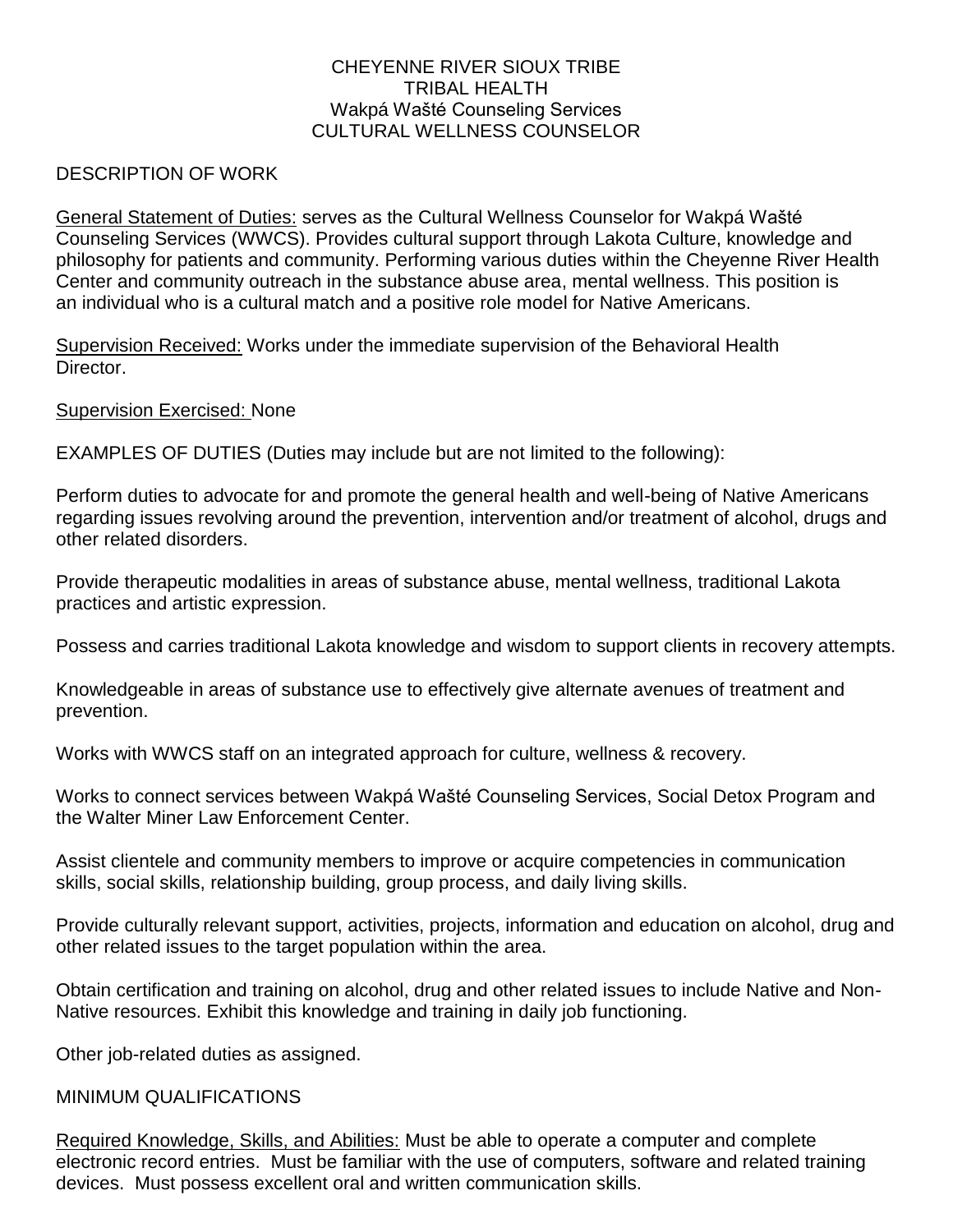# CHEYENNE RIVER SIOUX TRIBE
## TRIBAL HEALTH
## Wakpá Wašté Counseling Services
## CULTURAL WELLNESS COUNSELOR

## DESCRIPTION OF WORK

General Statement of Duties: serves as the Cultural Wellness Counselor for Wakpá Wašté Counseling Services (WWCS). Provides cultural support through Lakota Culture, knowledge and philosophy for patients and community. Performing various duties within the Cheyenne River Health Center and community outreach in the substance abuse area, mental wellness. This position is an individual who is a cultural match and a positive role model for Native Americans.

Supervision Received: Works under the immediate supervision of the Behavioral Health Director.

Supervision Exercised: None

EXAMPLES OF DUTIES (Duties may include but are not limited to the following):

Perform duties to advocate for and promote the general health and well-being of Native Americans regarding issues revolving around the prevention, intervention and/or treatment of alcohol, drugs and other related disorders.

Provide therapeutic modalities in areas of substance abuse, mental wellness, traditional Lakota practices and artistic expression.

Possess and carries traditional Lakota knowledge and wisdom to support clients in recovery attempts.

Knowledgeable in areas of substance use to effectively give alternate avenues of treatment and prevention.

Works with WWCS staff on an integrated approach for culture, wellness & recovery.

Works to connect services between Wakpá Wašté Counseling Services, Social Detox Program and the Walter Miner Law Enforcement Center.

Assist clientele and community members to improve or acquire competencies in communication skills, social skills, relationship building, group process, and daily living skills.

Provide culturally relevant support, activities, projects, information and education on alcohol, drug and other related issues to the target population within the area.

Obtain certification and training on alcohol, drug and other related issues to include Native and Non-Native resources. Exhibit this knowledge and training in daily job functioning.

Other job-related duties as assigned.

## MINIMUM QUALIFICATIONS

Required Knowledge, Skills, and Abilities: Must be able to operate a computer and complete electronic record entries. Must be familiar with the use of computers, software and related training devices. Must possess excellent oral and written communication skills.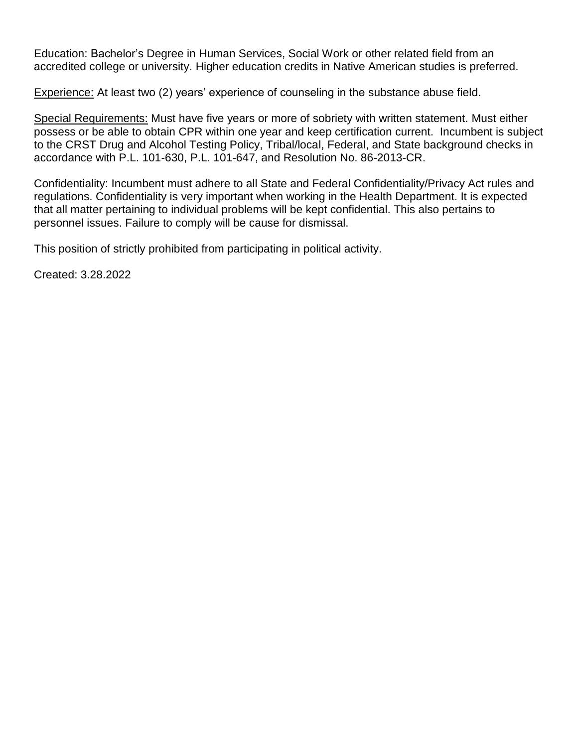Education: Bachelor's Degree in Human Services, Social Work or other related field from an accredited college or university. Higher education credits in Native American studies is preferred.

Experience: At least two (2) years' experience of counseling in the substance abuse field.

Special Requirements: Must have five years or more of sobriety with written statement. Must either possess or be able to obtain CPR within one year and keep certification current. Incumbent is subject to the CRST Drug and Alcohol Testing Policy, Tribal/local, Federal, and State background checks in accordance with P.L. 101-630, P.L. 101-647, and Resolution No. 86-2013-CR.

Confidentiality: Incumbent must adhere to all State and Federal Confidentiality/Privacy Act rules and regulations. Confidentiality is very important when working in the Health Department. It is expected that all matter pertaining to individual problems will be kept confidential. This also pertains to personnel issues. Failure to comply will be cause for dismissal.

This position of strictly prohibited from participating in political activity.

Created: 3.28.2022